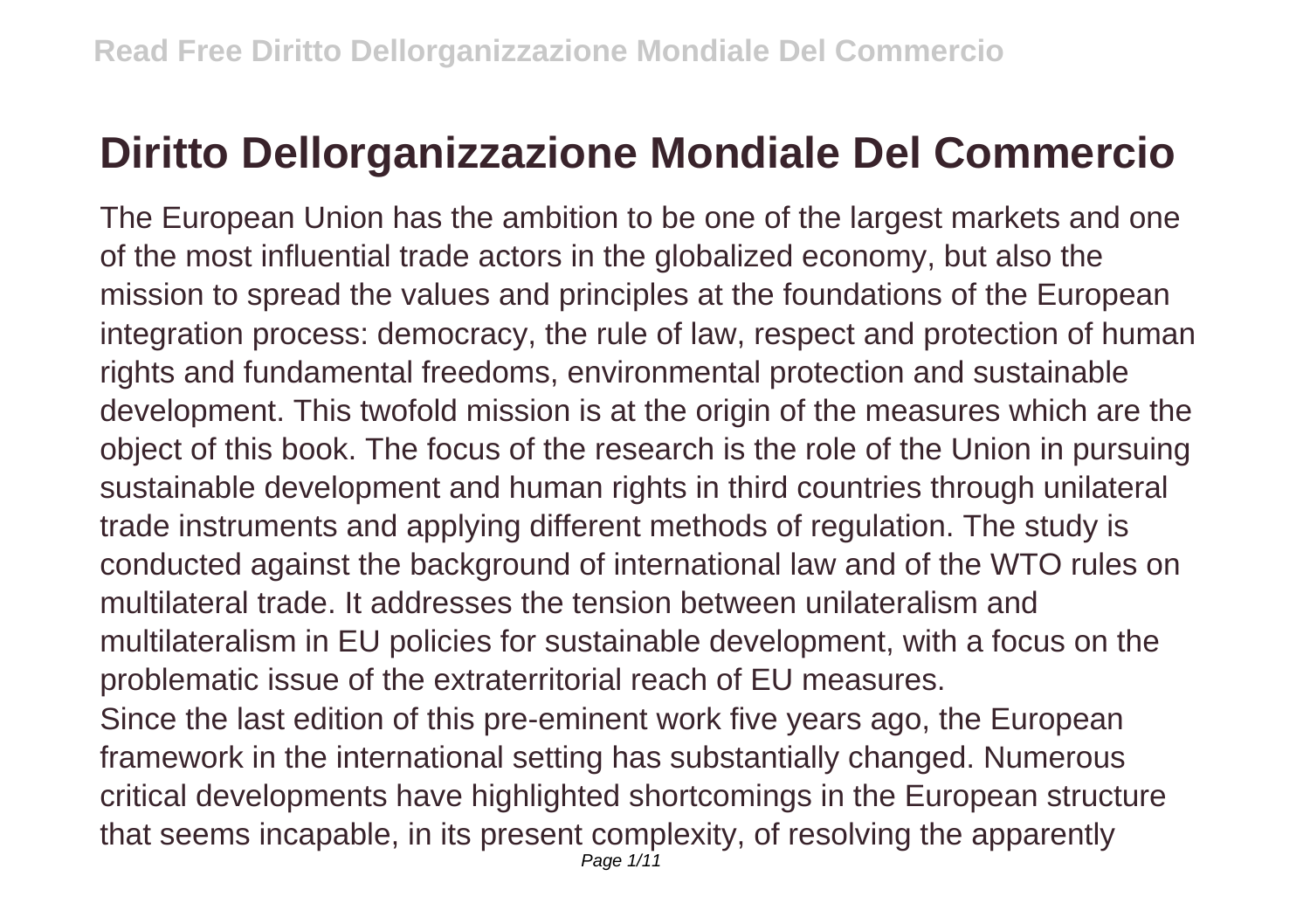# Diritto Dellorganizzazione Mondiale Del Commercio

The European Union has the ambition to be one of the largest markets and one of the most influential trade actors in the globalized economy, but also the mission to spread the values and principles at the foundations of the European integration process: democracy, the rule of law, respect and protection of human rights and fundamental freedoms, environmental protection and sustainable development. This twofold mission is at the origin of the measures which are the object of this book. The focus of the research is the role of the Union in pursuing sustainable development and human rights in third countries through unilateral trade instruments and applying different methods of regulation. The study is conducted against the background of international law and of the WTO rules on multilateral trade. It addresses the tension between unilateralism and multilateralism in EU policies for sustainable development, with a focus on the problematic issue of the extraterritorial reach of EU measures.

Since the last edition of this pre-eminent work five years ago, the European framework in the international setting has substantially changed. Numerous critical developments have highlighted shortcomings in the European structure that seems incapable, in its present complexity, of resolving the apparently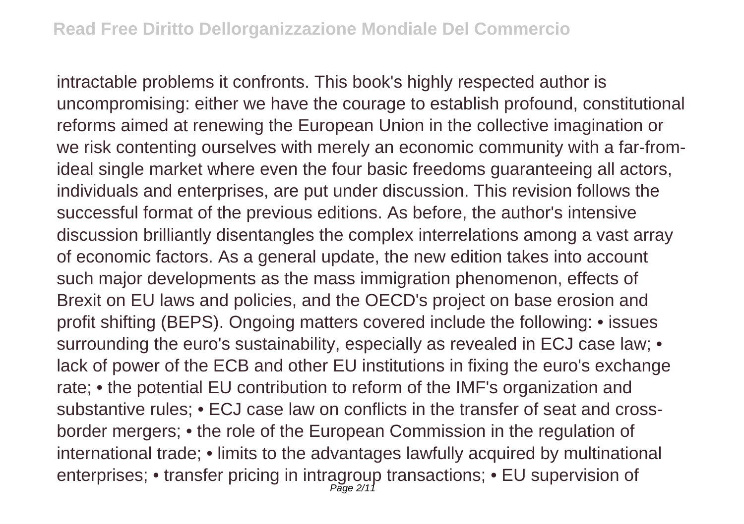intractable problems it confronts. This book's highly respected author is uncompromising: either we have the courage to establish profound, constitutional reforms aimed at renewing the European Union in the collective imagination or we risk contenting ourselves with merely an economic community with a far-from-ideal single market where even the four basic freedoms guaranteeing all actors, individuals and enterprises, are put under discussion. This revision follows the successful format of the previous editions. As before, the author's intensive discussion brilliantly disentangles the complex interrelations among a vast array of economic factors. As a general update, the new edition takes into account such major developments as the mass immigration phenomenon, effects of Brexit on EU laws and policies, and the OECD's project on base erosion and profit shifting (BEPS). Ongoing matters covered include the following: • issues surrounding the euro's sustainability, especially as revealed in ECJ case law; • lack of power of the ECB and other EU institutions in fixing the euro's exchange rate; • the potential EU contribution to reform of the IMF's organization and substantive rules; • ECJ case law on conflicts in the transfer of seat and cross-border mergers; • the role of the European Commission in the regulation of international trade; • limits to the advantages lawfully acquired by multinational enterprises; • transfer pricing in intragroup transactions; • EU supervision of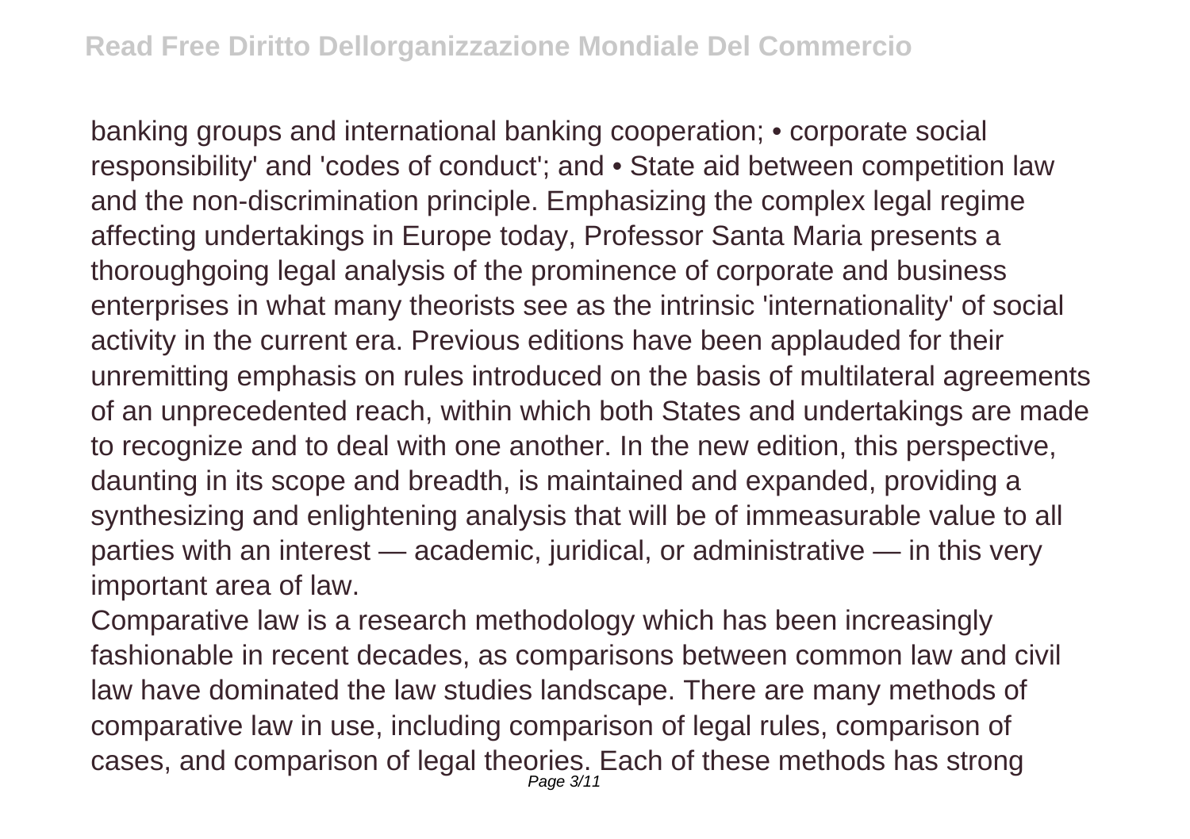banking groups and international banking cooperation; • corporate social responsibility' and 'codes of conduct'; and • State aid between competition law and the non-discrimination principle. Emphasizing the complex legal regime affecting undertakings in Europe today, Professor Santa Maria presents a thoroughgoing legal analysis of the prominence of corporate and business enterprises in what many theorists see as the intrinsic 'internationality' of social activity in the current era. Previous editions have been applauded for their unremitting emphasis on rules introduced on the basis of multilateral agreements of an unprecedented reach, within which both States and undertakings are made to recognize and to deal with one another. In the new edition, this perspective, daunting in its scope and breadth, is maintained and expanded, providing a synthesizing and enlightening analysis that will be of immeasurable value to all parties with an interest — academic, juridical, or administrative — in this very important area of law.

Comparative law is a research methodology which has been increasingly fashionable in recent decades, as comparisons between common law and civil law have dominated the law studies landscape. There are many methods of comparative law in use, including comparison of legal rules, comparison of cases, and comparison of legal theories. Each of these methods has strong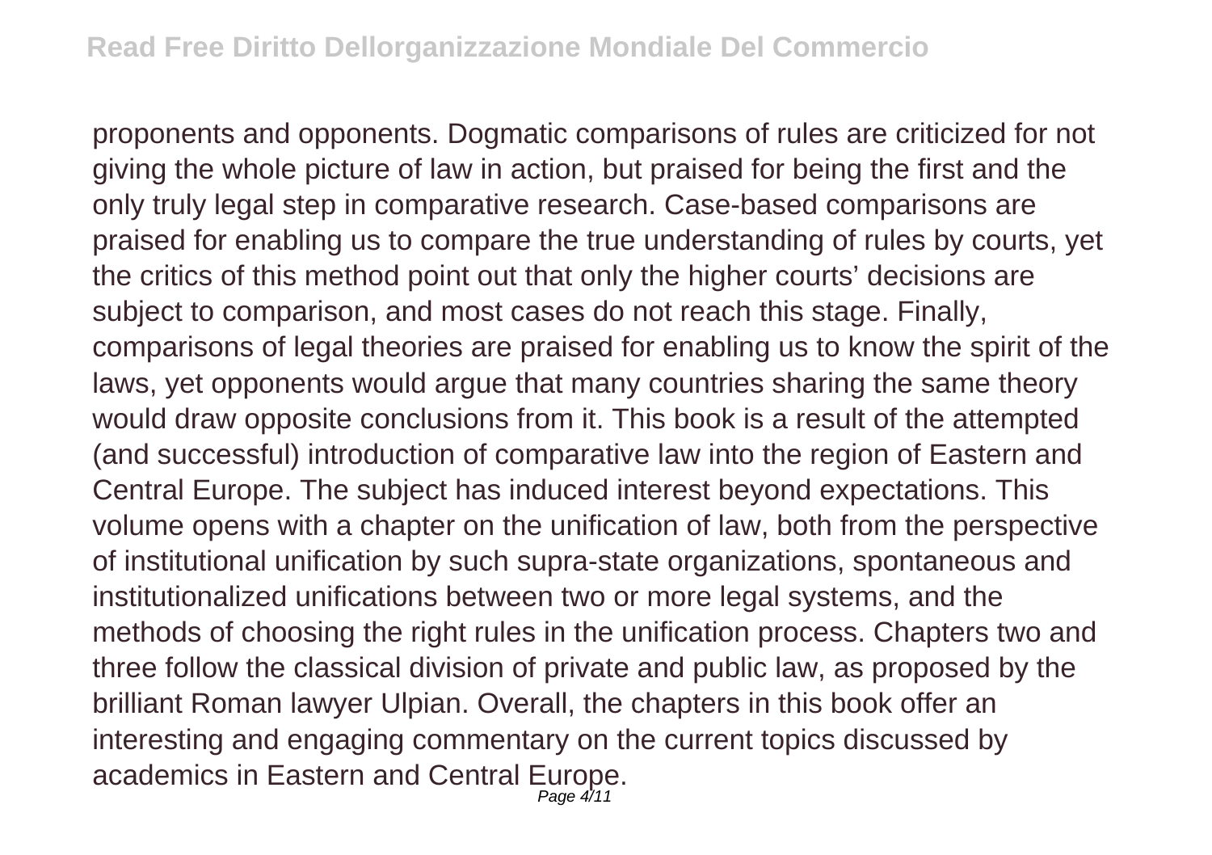proponents and opponents. Dogmatic comparisons of rules are criticized for not giving the whole picture of law in action, but praised for being the first and the only truly legal step in comparative research. Case-based comparisons are praised for enabling us to compare the true understanding of rules by courts, yet the critics of this method point out that only the higher courts' decisions are subject to comparison, and most cases do not reach this stage. Finally, comparisons of legal theories are praised for enabling us to know the spirit of the laws, yet opponents would argue that many countries sharing the same theory would draw opposite conclusions from it. This book is a result of the attempted (and successful) introduction of comparative law into the region of Eastern and Central Europe. The subject has induced interest beyond expectations. This volume opens with a chapter on the unification of law, both from the perspective of institutional unification by such supra-state organizations, spontaneous and institutionalized unifications between two or more legal systems, and the methods of choosing the right rules in the unification process. Chapters two and three follow the classical division of private and public law, as proposed by the brilliant Roman lawyer Ulpian. Overall, the chapters in this book offer an interesting and engaging commentary on the current topics discussed by academics in Eastern and Central Europe.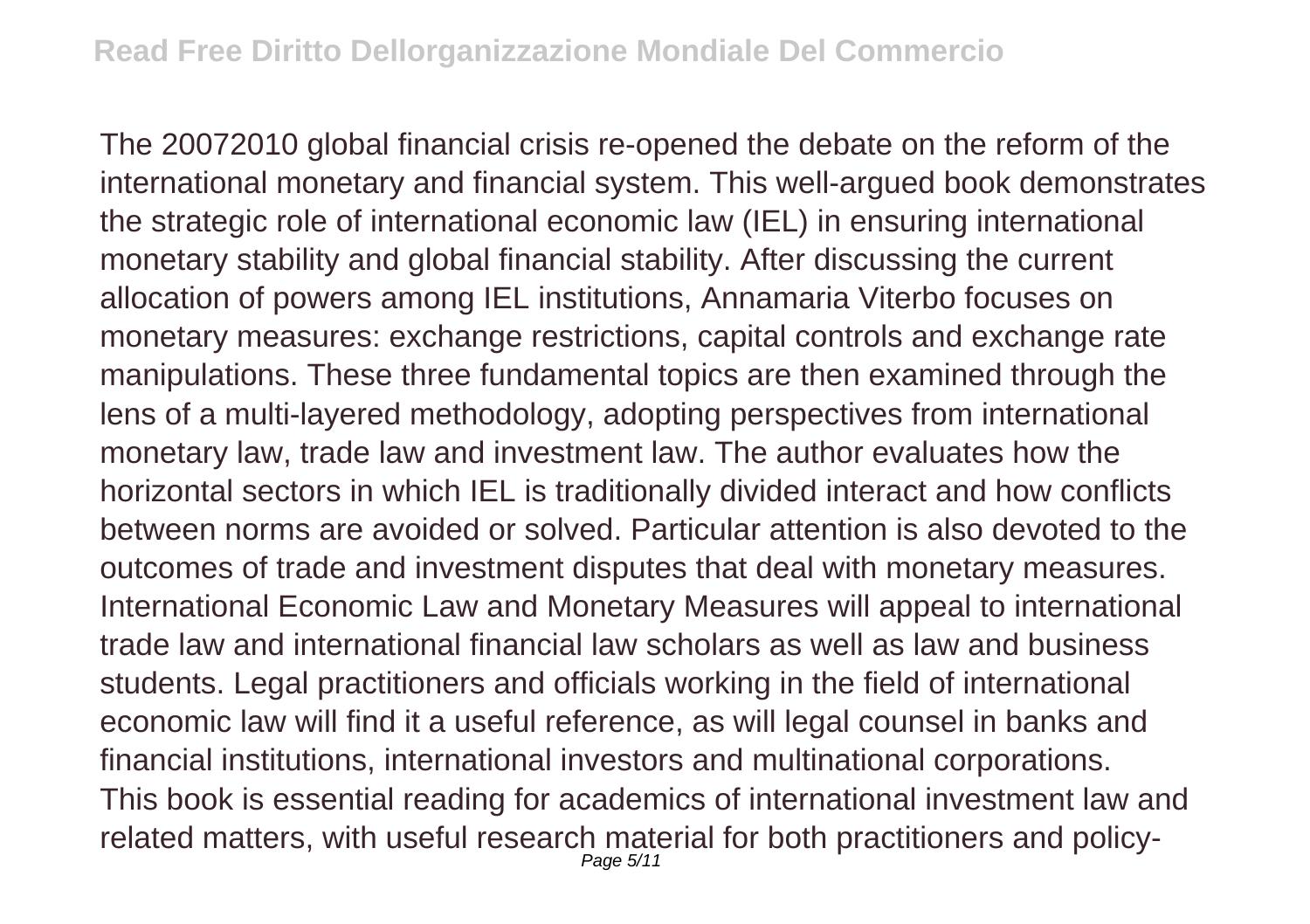The 20072010 global financial crisis re-opened the debate on the reform of the international monetary and financial system. This well-argued book demonstrates the strategic role of international economic law (IEL) in ensuring international monetary stability and global financial stability. After discussing the current allocation of powers among IEL institutions, Annamaria Viterbo focuses on monetary measures: exchange restrictions, capital controls and exchange rate manipulations. These three fundamental topics are then examined through the lens of a multi-layered methodology, adopting perspectives from international monetary law, trade law and investment law. The author evaluates how the horizontal sectors in which IEL is traditionally divided interact and how conflicts between norms are avoided or solved. Particular attention is also devoted to the outcomes of trade and investment disputes that deal with monetary measures. International Economic Law and Monetary Measures will appeal to international trade law and international financial law scholars as well as law and business students. Legal practitioners and officials working in the field of international economic law will find it a useful reference, as will legal counsel in banks and financial institutions, international investors and multinational corporations.

This book is essential reading for academics of international investment law and related matters, with useful research material for both practitioners and policy-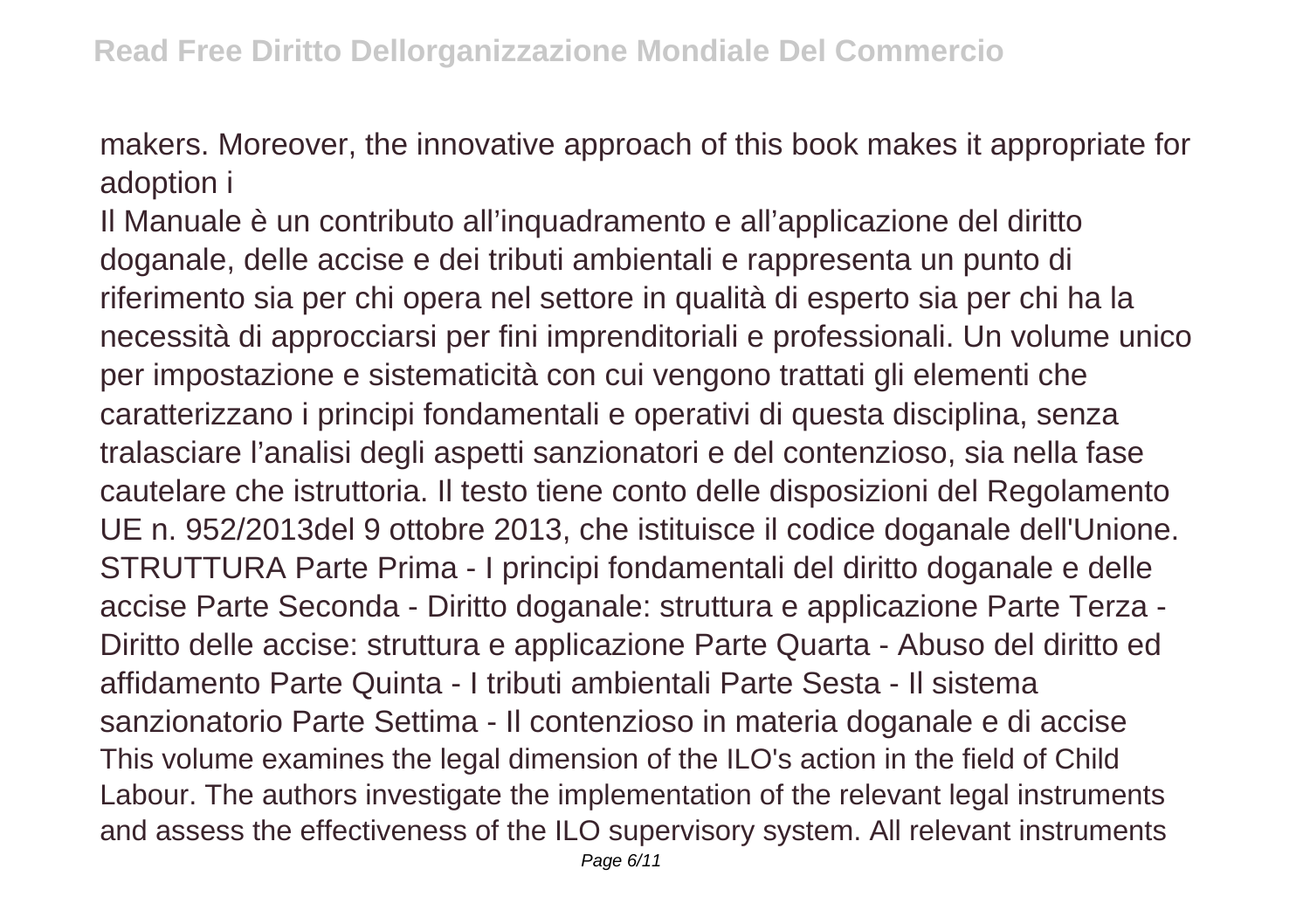makers. Moreover, the innovative approach of this book makes it appropriate for adoption i

Il Manuale è un contributo all'inquadramento e all'applicazione del diritto doganale, delle accise e dei tributi ambientali e rappresenta un punto di riferimento sia per chi opera nel settore in qualità di esperto sia per chi ha la necessità di approcciarsi per fini imprenditoriali e professionali. Un volume unico per impostazione e sistematicità con cui vengono trattati gli elementi che caratterizzano i principi fondamentali e operativi di questa disciplina, senza tralasciare l'analisi degli aspetti sanzionatori e del contenzioso, sia nella fase cautelare che istruttoria. Il testo tiene conto delle disposizioni del Regolamento UE n. 952/2013del 9 ottobre 2013, che istituisce il codice doganale dell'Unione. STRUTTURA Parte Prima - I principi fondamentali del diritto doganale e delle accise Parte Seconda - Diritto doganale: struttura e applicazione Parte Terza - Diritto delle accise: struttura e applicazione Parte Quarta - Abuso del diritto ed affidamento Parte Quinta - I tributi ambientali Parte Sesta - Il sistema sanzionatorio Parte Settima - Il contenzioso in materia doganale e di accise

This volume examines the legal dimension of the ILO's action in the field of Child Labour. The authors investigate the implementation of the relevant legal instruments and assess the effectiveness of the ILO supervisory system. All relevant instruments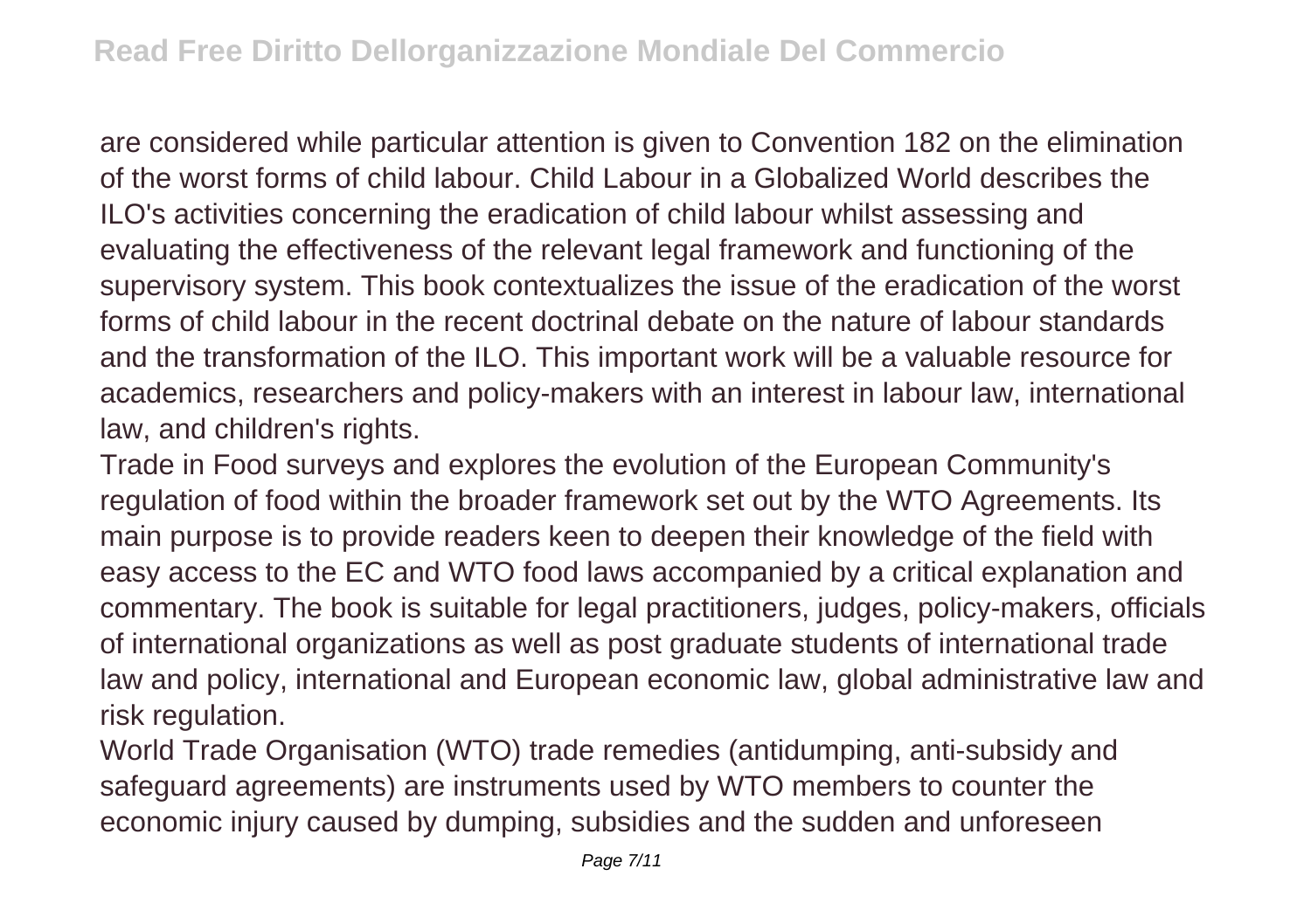are considered while particular attention is given to Convention 182 on the elimination of the worst forms of child labour. Child Labour in a Globalized World describes the ILO's activities concerning the eradication of child labour whilst assessing and evaluating the effectiveness of the relevant legal framework and functioning of the supervisory system. This book contextualizes the issue of the eradication of the worst forms of child labour in the recent doctrinal debate on the nature of labour standards and the transformation of the ILO. This important work will be a valuable resource for academics, researchers and policy-makers with an interest in labour law, international law, and children's rights.

Trade in Food surveys and explores the evolution of the European Community's regulation of food within the broader framework set out by the WTO Agreements. Its main purpose is to provide readers keen to deepen their knowledge of the field with easy access to the EC and WTO food laws accompanied by a critical explanation and commentary. The book is suitable for legal practitioners, judges, policy-makers, officials of international organizations as well as post graduate students of international trade law and policy, international and European economic law, global administrative law and risk regulation.

World Trade Organisation (WTO) trade remedies (antidumping, anti-subsidy and safeguard agreements) are instruments used by WTO members to counter the economic injury caused by dumping, subsidies and the sudden and unforeseen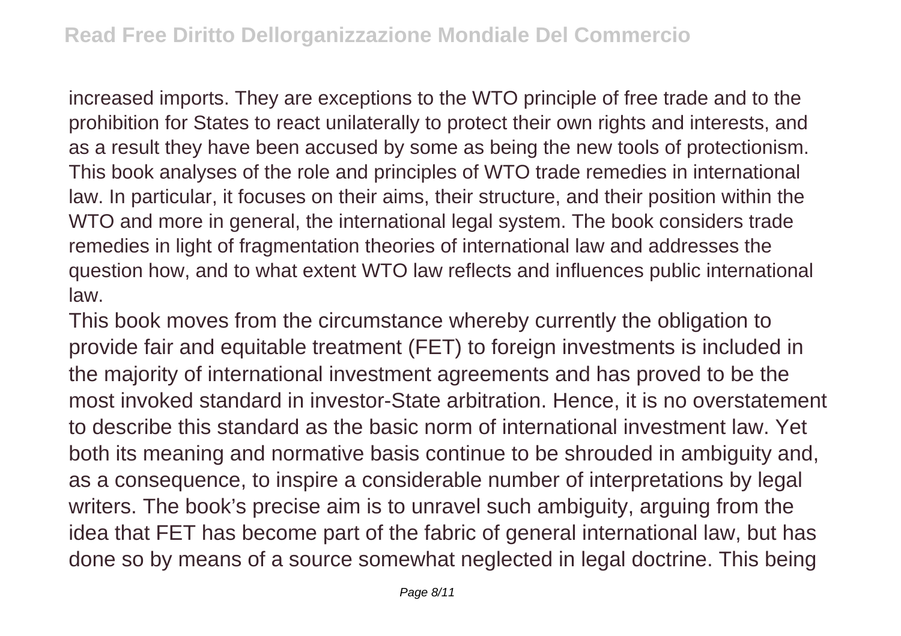increased imports. They are exceptions to the WTO principle of free trade and to the prohibition for States to react unilaterally to protect their own rights and interests, and as a result they have been accused by some as being the new tools of protectionism. This book analyses of the role and principles of WTO trade remedies in international law. In particular, it focuses on their aims, their structure, and their position within the WTO and more in general, the international legal system. The book considers trade remedies in light of fragmentation theories of international law and addresses the question how, and to what extent WTO law reflects and influences public international law.

This book moves from the circumstance whereby currently the obligation to provide fair and equitable treatment (FET) to foreign investments is included in the majority of international investment agreements and has proved to be the most invoked standard in investor-State arbitration. Hence, it is no overstatement to describe this standard as the basic norm of international investment law. Yet both its meaning and normative basis continue to be shrouded in ambiguity and, as a consequence, to inspire a considerable number of interpretations by legal writers. The book's precise aim is to unravel such ambiguity, arguing from the idea that FET has become part of the fabric of general international law, but has done so by means of a source somewhat neglected in legal doctrine. This being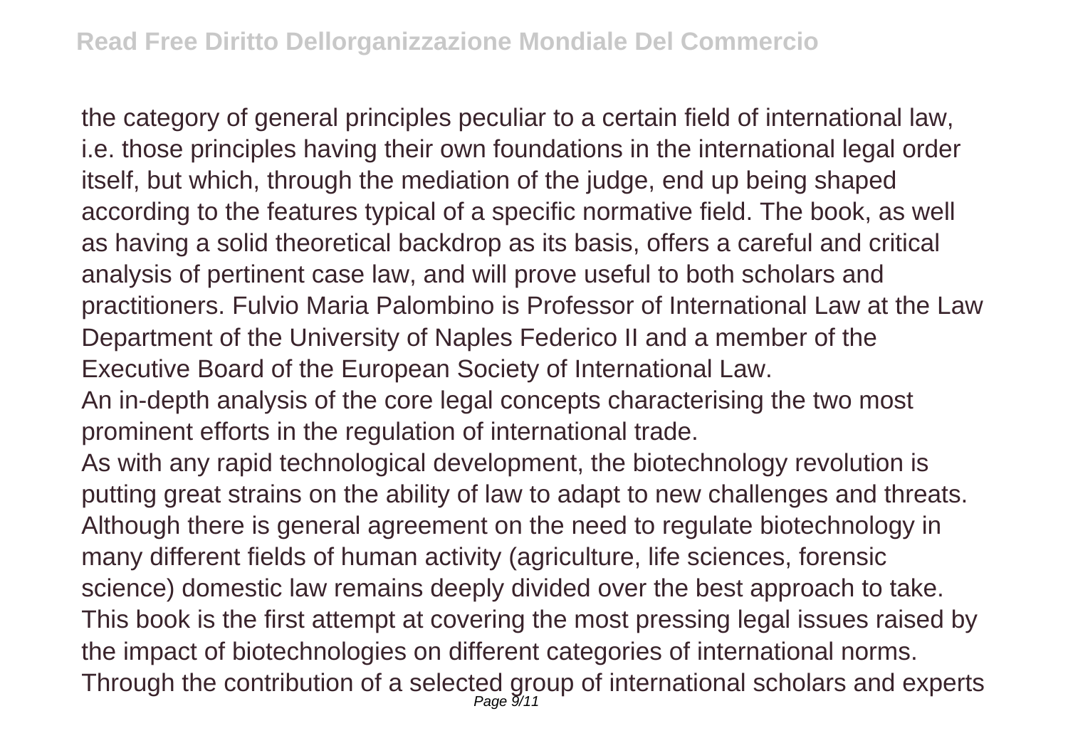the category of general principles peculiar to a certain field of international law, i.e. those principles having their own foundations in the international legal order itself, but which, through the mediation of the judge, end up being shaped according to the features typical of a specific normative field. The book, as well as having a solid theoretical backdrop as its basis, offers a careful and critical analysis of pertinent case law, and will prove useful to both scholars and practitioners. Fulvio Maria Palombino is Professor of International Law at the Law Department of the University of Naples Federico II and a member of the Executive Board of the European Society of International Law.

An in-depth analysis of the core legal concepts characterising the two most prominent efforts in the regulation of international trade.

As with any rapid technological development, the biotechnology revolution is putting great strains on the ability of law to adapt to new challenges and threats. Although there is general agreement on the need to regulate biotechnology in many different fields of human activity (agriculture, life sciences, forensic science) domestic law remains deeply divided over the best approach to take. This book is the first attempt at covering the most pressing legal issues raised by the impact of biotechnologies on different categories of international norms. Through the contribution of a selected group of international scholars and experts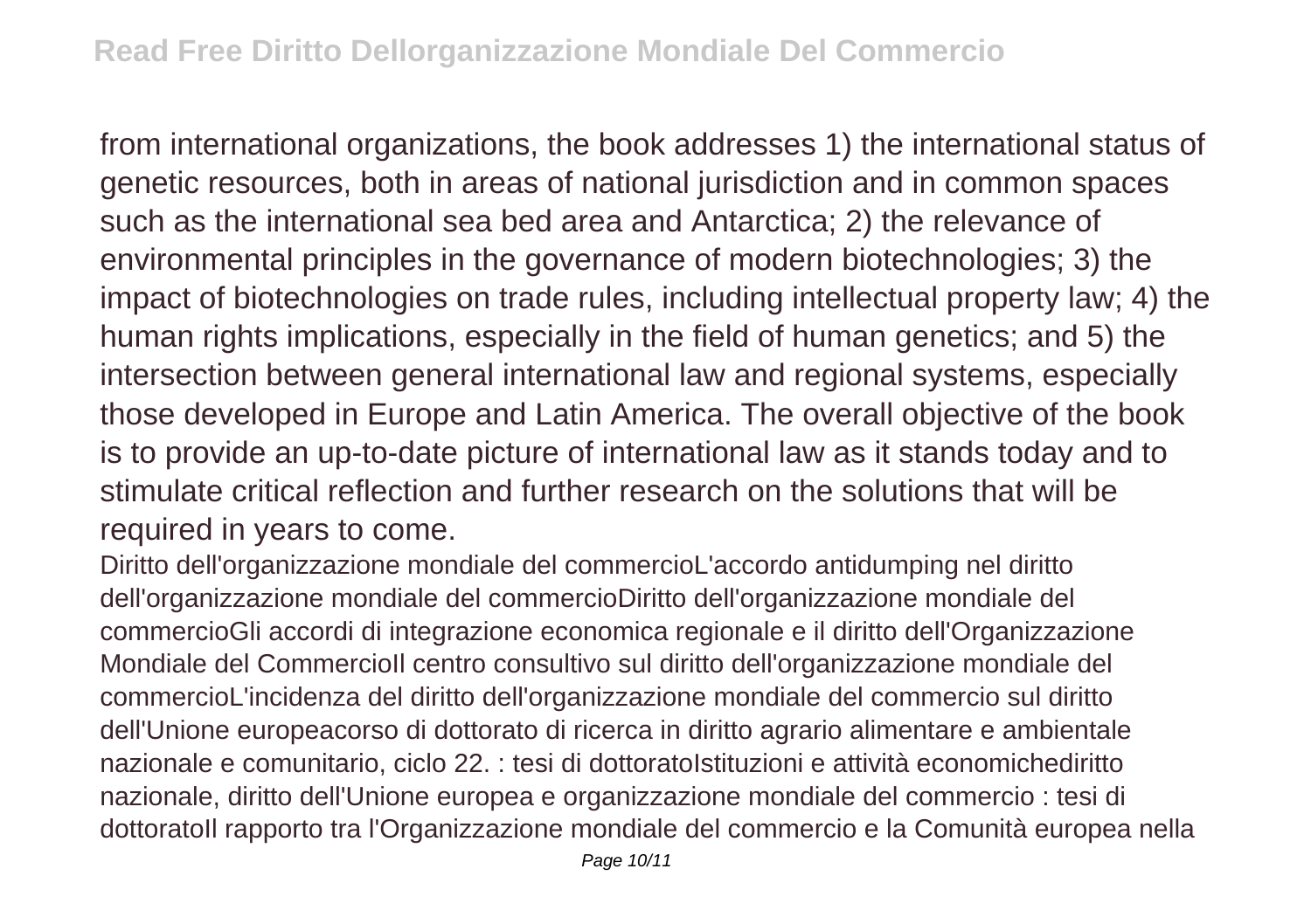from international organizations, the book addresses 1) the international status of genetic resources, both in areas of national jurisdiction and in common spaces such as the international sea bed area and Antarctica; 2) the relevance of environmental principles in the governance of modern biotechnologies; 3) the impact of biotechnologies on trade rules, including intellectual property law; 4) the human rights implications, especially in the field of human genetics; and 5) the intersection between general international law and regional systems, especially those developed in Europe and Latin America. The overall objective of the book is to provide an up-to-date picture of international law as it stands today and to stimulate critical reflection and further research on the solutions that will be required in years to come.

Diritto dell'organizzazione mondiale del commercioL'accordo antidumping nel diritto dell'organizzazione mondiale del commercioDiritto dell'organizzazione mondiale del commercioGli accordi di integrazione economica regionale e il diritto dell'Organizzazione Mondiale del CommercioIl centro consultivo sul diritto dell'organizzazione mondiale del commercioL'incidenza del diritto dell'organizzazione mondiale del commercio sul diritto dell'Unione europeacorso di dottorato di ricerca in diritto agrario alimentare e ambientale nazionale e comunitario, ciclo 22. : tesi di dottoratoIstituzioni e attività economichediritto nazionale, diritto dell'Unione europea e organizzazione mondiale del commercio : tesi di dottoratoIl rapporto tra l'Organizzazione mondiale del commercio e la Comunità europea nella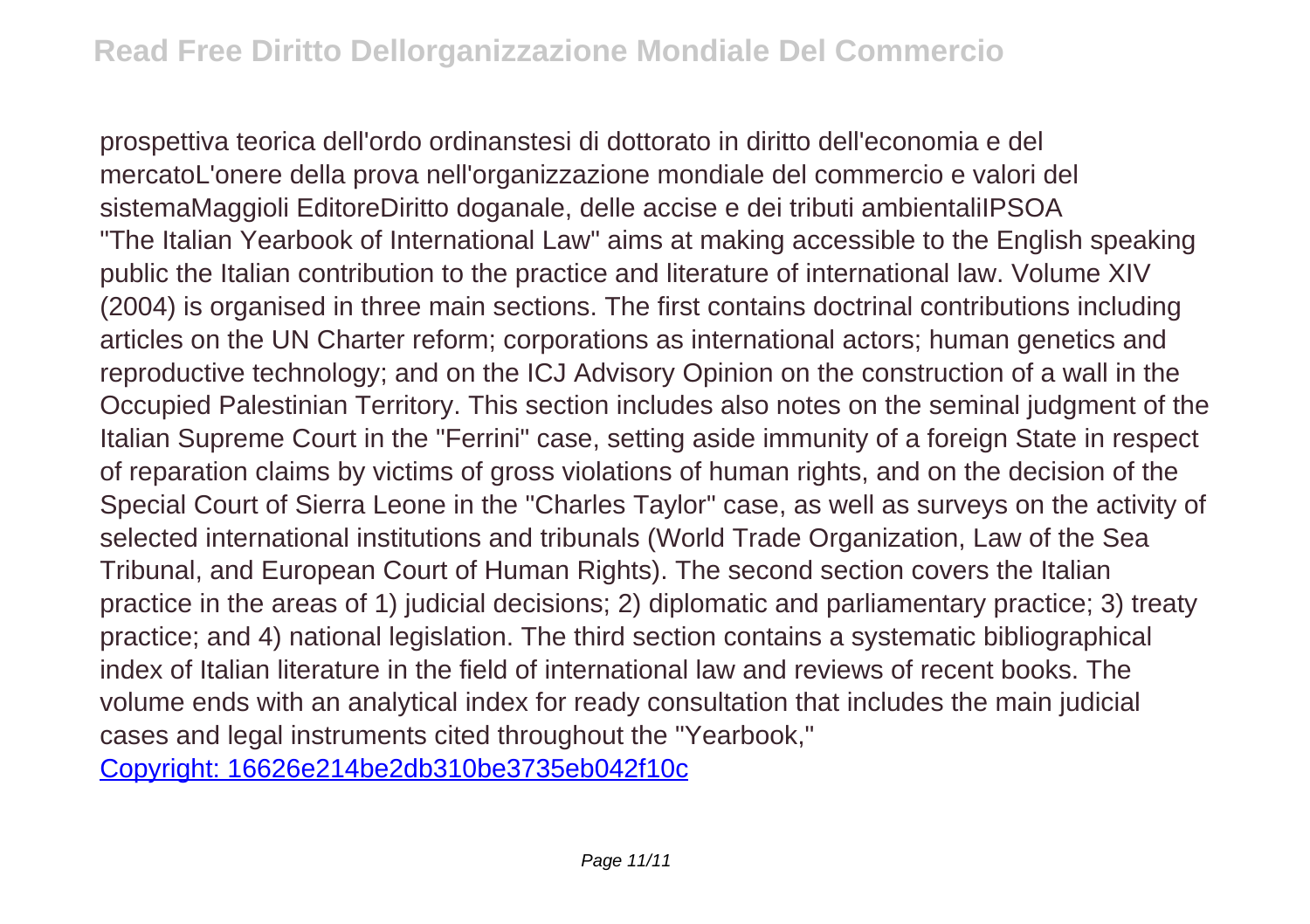prospettiva teorica dell'ordo ordinanstesi di dottorato in diritto dell'economia e del mercatoL'onere della prova nell'organizzazione mondiale del commercio e valori del sistemaMaggioli EditoreDiritto doganale, delle accise e dei tributi ambientaliIPSOA "The Italian Yearbook of International Law" aims at making accessible to the English speaking public the Italian contribution to the practice and literature of international law. Volume XIV (2004) is organised in three main sections. The first contains doctrinal contributions including articles on the UN Charter reform; corporations as international actors; human genetics and reproductive technology; and on the ICJ Advisory Opinion on the construction of a wall in the Occupied Palestinian Territory. This section includes also notes on the seminal judgment of the Italian Supreme Court in the "Ferrini" case, setting aside immunity of a foreign State in respect of reparation claims by victims of gross violations of human rights, and on the decision of the Special Court of Sierra Leone in the "Charles Taylor" case, as well as surveys on the activity of selected international institutions and tribunals (World Trade Organization, Law of the Sea Tribunal, and European Court of Human Rights). The second section covers the Italian practice in the areas of 1) judicial decisions; 2) diplomatic and parliamentary practice; 3) treaty practice; and 4) national legislation. The third section contains a systematic bibliographical index of Italian literature in the field of international law and reviews of recent books. The volume ends with an analytical index for ready consultation that includes the main judicial cases and legal instruments cited throughout the "Yearbook,"

Copyright: 16626e214be2db310be3735eb042f10c